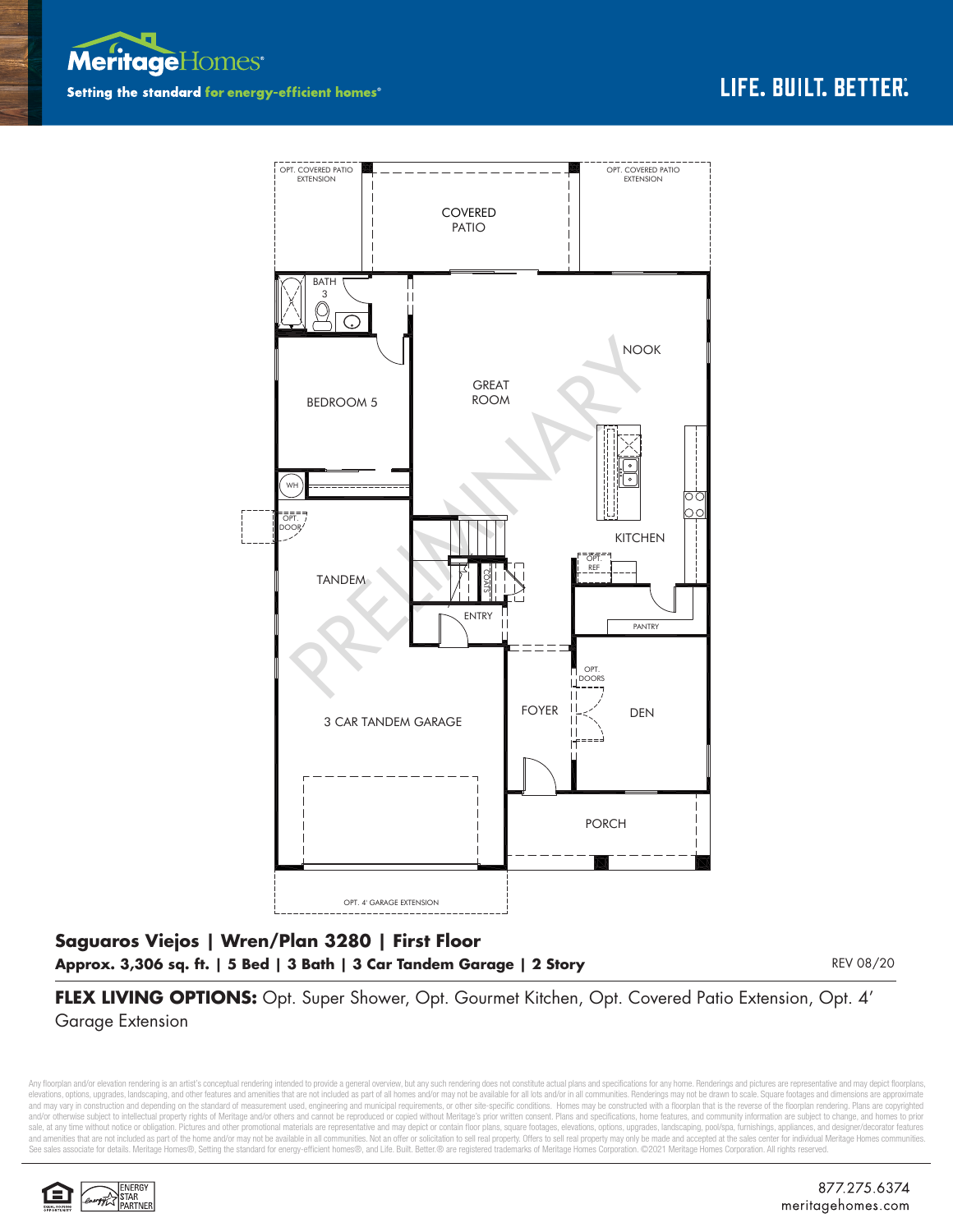Meritage Homes
Setting the standard for energy-efficient homes®

LIFE. BUILT. BETTER.

OPT. COVERED PATIO EXTENSION

COVERED PATIO

OPT. COVERED PATIO EXTENSION

BATH 3

BEDROOM 5

NOOK

GREAT ROOM

WH

OPT. DOOR

KITCHEN

OPT. REF

TANDEM

COATS

ENTRY

PANTRY

OPT. DOORS

FOYER

DEN

3 CAR TANDEM GARAGE

PORCH

OPT. 4' GARAGE EXTENSION

PRELIMINARY

## Saguaros Viejos | Wren/Plan 3280 | First Floor

**Approx. 3,306 sq. ft. | 5 Bed | 3 Bath | 3 Car Tandem Garage | 2 Story**

REV 08/20

**FLEX LIVING OPTIONS:** Opt. Super Shower, Opt. Gourmet Kitchen, Opt. Covered Patio Extension, Opt. 4' Garage Extension

Any floorplan and/or elevation rendering is an artist's conceptual rendering intended to provide a general overview, but any such rendering does not constitute actual plans and specifications for any home. Renderings and pictures are representative and may depict floorplans, elevations, options, upgrades, landscaping, and other features and amenities that are not included as part of all homes and/or may not be available for all lots and/or in all communities. Renderings may not be drawn to scale. Square footages and dimensions are approximate and may vary in construction and depending on the standard of measurement used, engineering and municipal requirements, or other site-specific conditions. Homes may be constructed with a floorplan that is the reverse of the floorplan rendering. Plans are copyrighted and/or otherwise subject to intellectual property rights of Meritage and/or others and cannot be reproduced or copied without Meritage's prior written consent. Plans and specifications, home features, and community information are subject to change, and homes to prior sale, at any time without notice or obligation. Pictures and other promotional materials are representative and may depict or contain floor plans, square footages, elevations, options, upgrades, landscaping, pool/spa, furnishings, appliances, and designer/decorator features and amenities that are not included as part of the home and/or may not be available in all communities. Not an offer or solicitation to sell real property. Offers to sell real property may only be made and accepted at the sales center for individual Meritage Homes communities. See sales associate for details. Meritage Homes®, Setting the standard for energy-efficient homes®, and Life. Built. Better.® are registered trademarks of Meritage Homes Corporation. ©2021 Meritage Homes Corporation. All rights reserved.

ENERGY STAR PARTNER

877.275.6374
meritagehomes.com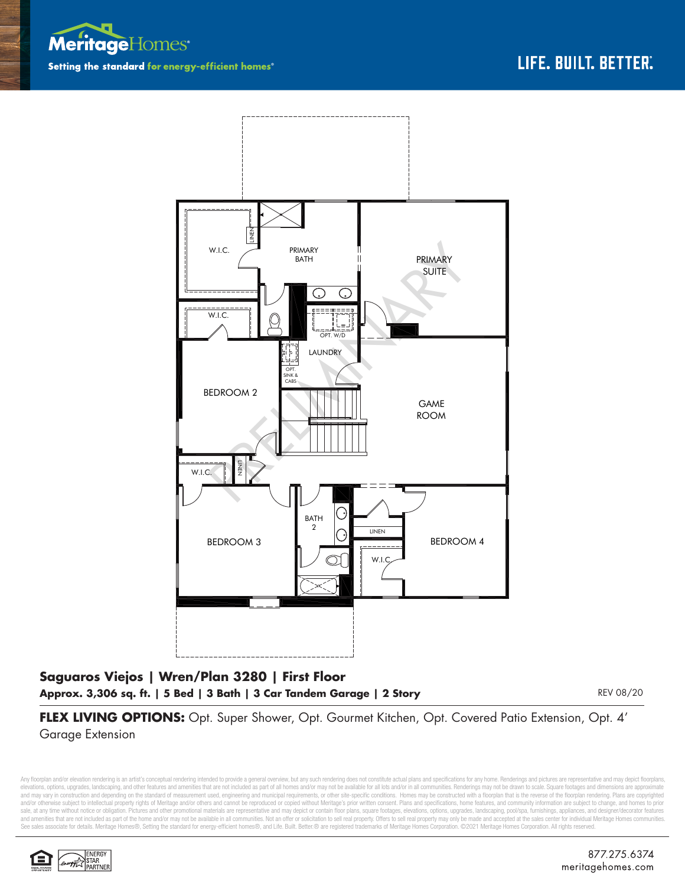**MeritageHomes**

**Setting the standard for energy-efficient homes**®

LIFE. BUILT. BETTER.

W.I.C.

LINEN

PRIMARY BATH

PRIMARY SUITE

W.I.C.

OPT. W/D

LAUNDRY

OPT. SINK & CABS

BEDROOM 2

GAME ROOM

W.I.C.

LINEN

BATH 2

BEDROOM 3

LINEN

BEDROOM 4

W.I.C.

PRELIMINARY

## Saguaros Viejos | Wren/Plan 3280 | First Floor

**Approx. 3,306 sq. ft. | 5 Bed | 3 Bath | 3 Car Tandem Garage | 2 Story**

REV 08/20

**FLEX LIVING OPTIONS:** Opt. Super Shower, Opt. Gourmet Kitchen, Opt. Covered Patio Extension, Opt. 4' Garage Extension

Any floorplan and/or elevation rendering is an artist's conceptual rendering intended to provide a general overview, but any such rendering does not constitute actual plans and specifications for any home. Renderings and pictures are representative and may depict floorplans, elevations, options, upgrades, landscaping, and other features and amenities that are not included as part of all homes and/or may not be available for all lots and/or in all communities. Renderings may not be drawn to scale. Square footages and dimensions are approximate and may vary in construction and depending on the standard of measurement used, engineering and municipal requirements, or other site-specific conditions. Homes may be constructed with a floorplan that is the reverse of the floorplan rendering. Plans are copyrighted and/or otherwise subject to intellectual property rights of Meritage and/or others and cannot be reproduced or copied without Meritage's prior written consent. Plans and specifications, home features, and community information are subject to change, and homes to prior sale, at any time without notice or obligation. Pictures and other promotional materials are representative and may depict or contain floor plans, square footages, elevations, options, upgrades, landscaping, pool/spa, furnishings, appliances, and designer/decorator features and amenities that are not included as part of the home and/or may not be available in all communities. Not an offer or solicitation to sell real property. Offers to sell real property may only be made and accepted at the sales center for individual Meritage Homes communities. See sales associate for details. Meritage Homes®, Setting the standard for energy-efficient homes®, and Life. Built. Better.® are registered trademarks of Meritage Homes Corporation. ©2021 Meritage Homes Corporation. All rights reserved.

ENERGY STAR PARTNER

877.275.6374
meritagehomes.com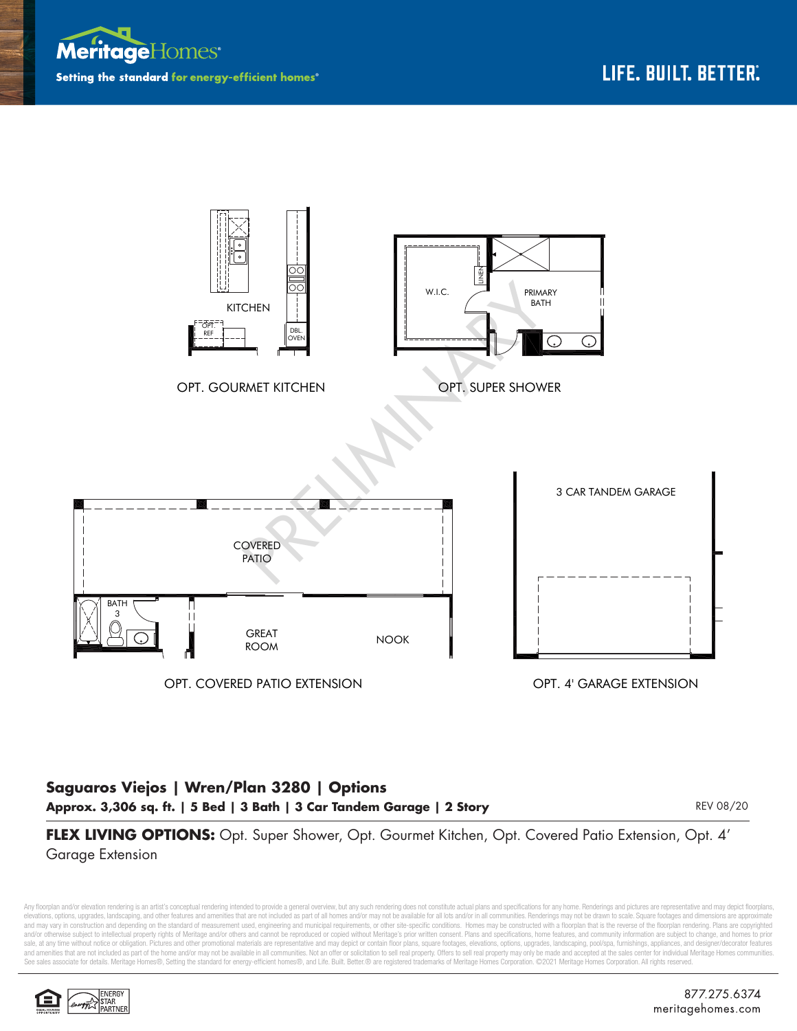Meritage Homes

Setting the standard for energy-efficient homes®

LIFE. BUILT. BETTER.

KITCHEN

OPT. REF

DBL. OVEN

OPT. GOURMET KITCHEN

W.I.C.

LINEN

PRIMARY BATH

OPT. SUPER SHOWER

PRELIMINARY

COVERED PATIO

BATH 3

GREAT ROOM

NOOK

OPT. COVERED PATIO EXTENSION

3 CAR TANDEM GARAGE

OPT. 4' GARAGE EXTENSION

## Saguaros Viejos | Wren/Plan 3280 | Options

**Approx. 3,306 sq. ft. | 5 Bed | 3 Bath | 3 Car Tandem Garage | 2 Story**

REV 08/20

**FLEX LIVING OPTIONS:** Opt. Super Shower, Opt. Gourmet Kitchen, Opt. Covered Patio Extension, Opt. 4' Garage Extension

Any floorplan and/or elevation rendering is an artist's conceptual rendering intended to provide a general overview, but any such rendering does not constitute actual plans and specifications for any home. Renderings and pictures are representative and may depict floorplans, elevations, options, upgrades, landscaping, and other features and amenities that are not included as part of all homes and/or may not be available for all lots and/or in all communities. Renderings may not be drawn to scale. Square footages and dimensions are approximate and may vary in construction and depending on the standard of measurement used, engineering and municipal requirements, or other site-specific conditions. Homes may be constructed with a floorplan that is the reverse of the floorplan rendering. Plans are copyrighted and/or otherwise subject to intellectual property rights of Meritage and/or others and cannot be reproduced or copied without Meritage's prior written consent. Plans and specifications, home features, and community information are subject to change, and homes to prior sale, at any time without notice or obligation. Pictures and other promotional materials are representative and may depict or contain floor plans, square footages, elevations, options, upgrades, landscaping, pool/spa, furnishings, appliances, and designer/decorator features and amenities that are not included as part of the home and/or may not be available in all communities. Not an offer or solicitation to sell real property. Offers to sell real property may only be made and accepted at the sales center for individual Meritage Homes communities. See sales associate for details. Meritage Homes®, Setting the standard for energy-efficient homes®, and Life. Built. Better.® are registered trademarks of Meritage Homes Corporation. ©2021 Meritage Homes Corporation. All rights reserved.

ENERGY STAR PARTNER

877.275.6374
meritagehomes.com